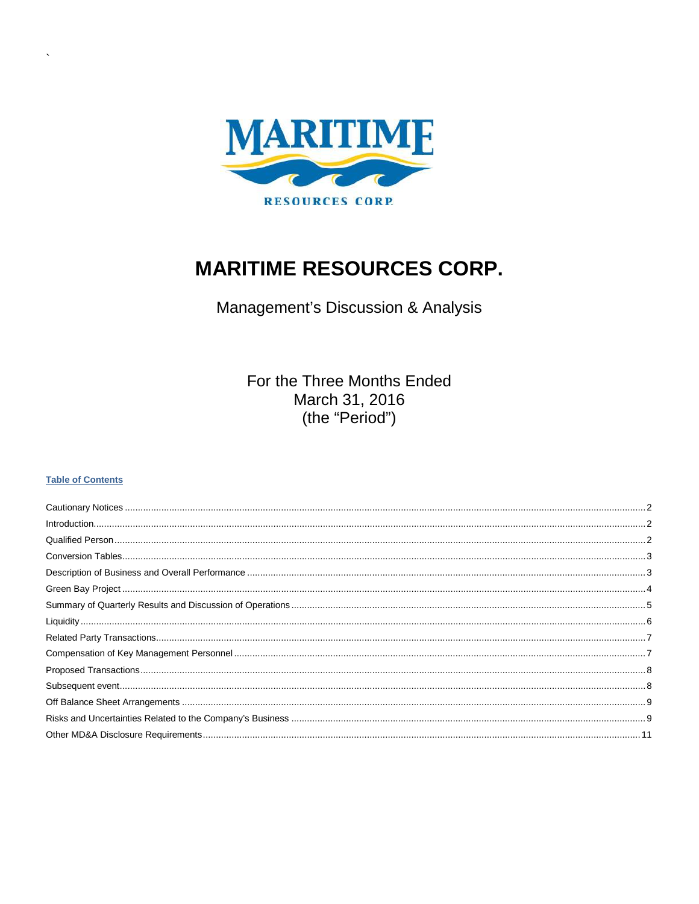# MARITIME RESOURCES CORP.

Management's Discussion & Analysis

For the Three Months Ended
March 31, 2016
(the "Period")

**Table of Contents**

| | |
|---|---|
| Cautionary Notices | 2 |
| Introduction | 2 |
| Qualified Person | 2 |
| Conversion Tables | 3 |
| Description of Business and Overall Performance | 3 |
| Green Bay Project | 4 |
| Summary of Quarterly Results and Discussion of Operations | 5 |
| Liquidity | 6 |
| Related Party Transactions | 7 |
| Compensation of Key Management Personnel | 7 |
| Proposed Transactions | 8 |
| Subsequent event | 8 |
| Off Balance Sheet Arrangements | 9 |
| Risks and Uncertainties Related to the Company's Business | 9 |
| Other MD&A Disclosure Requirements | 11 |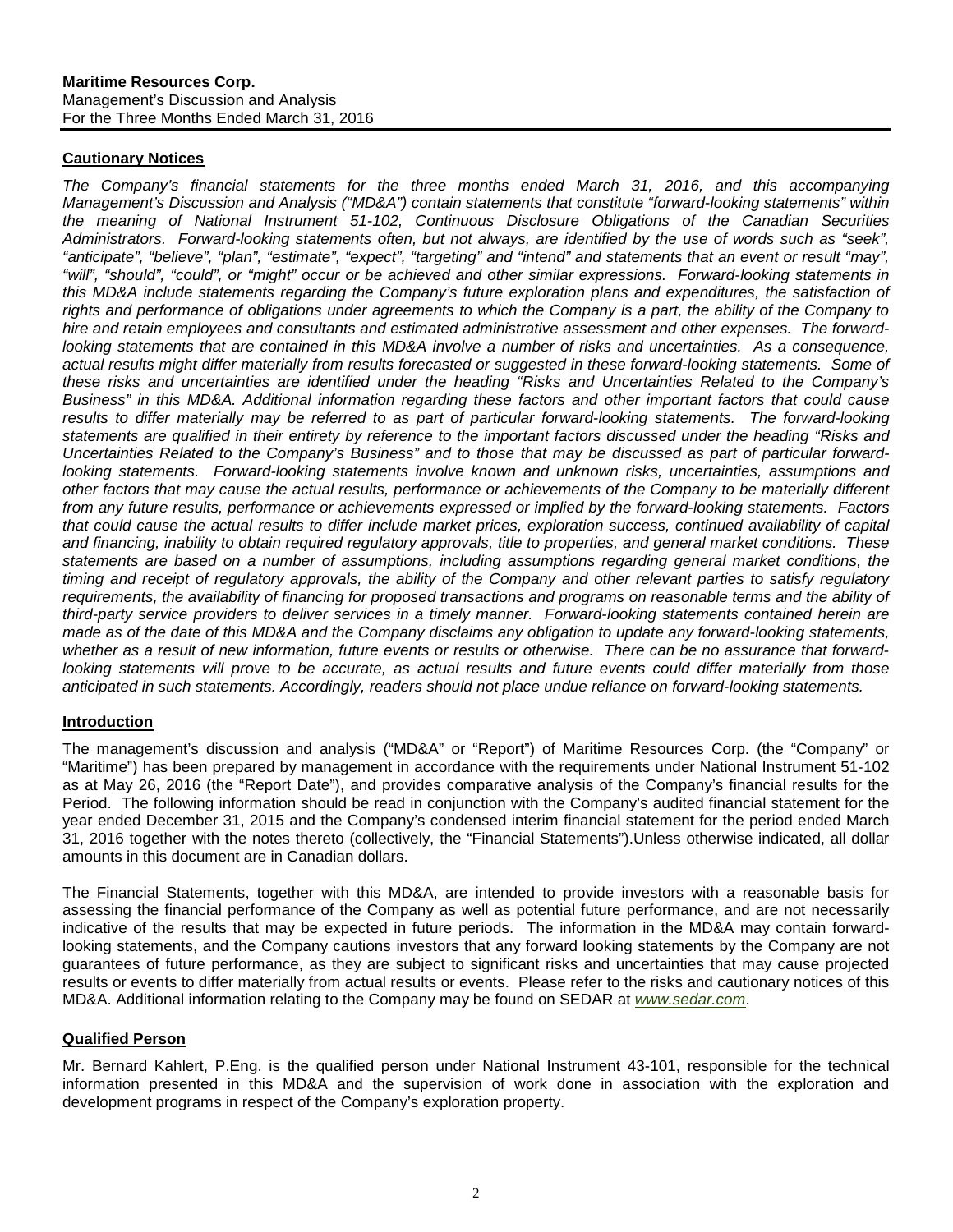## Cautionary Notices

*The Company's financial statements for the three months ended March 31, 2016, and this accompanying Management's Discussion and Analysis ("MD&A") contain statements that constitute "forward-looking statements" within the meaning of National Instrument 51-102, Continuous Disclosure Obligations of the Canadian Securities Administrators. Forward-looking statements often, but not always, are identified by the use of words such as "seek", "anticipate", "believe", "plan", "estimate", "expect", "targeting" and "intend" and statements that an event or result "may", "will", "should", "could", or "might" occur or be achieved and other similar expressions. Forward-looking statements in this MD&A include statements regarding the Company's future exploration plans and expenditures, the satisfaction of rights and performance of obligations under agreements to which the Company is a part, the ability of the Company to hire and retain employees and consultants and estimated administrative assessment and other expenses. The forward-looking statements that are contained in this MD&A involve a number of risks and uncertainties. As a consequence, actual results might differ materially from results forecasted or suggested in these forward-looking statements. Some of these risks and uncertainties are identified under the heading "Risks and Uncertainties Related to the Company's Business" in this MD&A. Additional information regarding these factors and other important factors that could cause results to differ materially may be referred to as part of particular forward-looking statements. The forward-looking statements are qualified in their entirety by reference to the important factors discussed under the heading "Risks and Uncertainties Related to the Company's Business" and to those that may be discussed as part of particular forward-looking statements. Forward-looking statements involve known and unknown risks, uncertainties, assumptions and other factors that may cause the actual results, performance or achievements of the Company to be materially different from any future results, performance or achievements expressed or implied by the forward-looking statements. Factors that could cause the actual results to differ include market prices, exploration success, continued availability of capital and financing, inability to obtain required regulatory approvals, title to properties, and general market conditions. These statements are based on a number of assumptions, including assumptions regarding general market conditions, the timing and receipt of regulatory approvals, the ability of the Company and other relevant parties to satisfy regulatory requirements, the availability of financing for proposed transactions and programs on reasonable terms and the ability of third-party service providers to deliver services in a timely manner. Forward-looking statements contained herein are made as of the date of this MD&A and the Company disclaims any obligation to update any forward-looking statements, whether as a result of new information, future events or results or otherwise. There can be no assurance that forward-looking statements will prove to be accurate, as actual results and future events could differ materially from those anticipated in such statements. Accordingly, readers should not place undue reliance on forward-looking statements.*

## Introduction

The management's discussion and analysis ("MD&A" or "Report") of Maritime Resources Corp. (the "Company" or "Maritime") has been prepared by management in accordance with the requirements under National Instrument 51-102 as at May 26, 2016 (the "Report Date"), and provides comparative analysis of the Company's financial results for the Period. The following information should be read in conjunction with the Company's audited financial statement for the year ended December 31, 2015 and the Company's condensed interim financial statement for the period ended March 31, 2016 together with the notes thereto (collectively, the "Financial Statements").Unless otherwise indicated, all dollar amounts in this document are in Canadian dollars.

The Financial Statements, together with this MD&A, are intended to provide investors with a reasonable basis for assessing the financial performance of the Company as well as potential future performance, and are not necessarily indicative of the results that may be expected in future periods. The information in the MD&A may contain forward-looking statements, and the Company cautions investors that any forward looking statements by the Company are not guarantees of future performance, as they are subject to significant risks and uncertainties that may cause projected results or events to differ materially from actual results or events. Please refer to the risks and cautionary notices of this MD&A. Additional information relating to the Company may be found on SEDAR at *www.sedar.com*.

## Qualified Person

Mr. Bernard Kahlert, P.Eng. is the qualified person under National Instrument 43-101, responsible for the technical information presented in this MD&A and the supervision of work done in association with the exploration and development programs in respect of the Company's exploration property.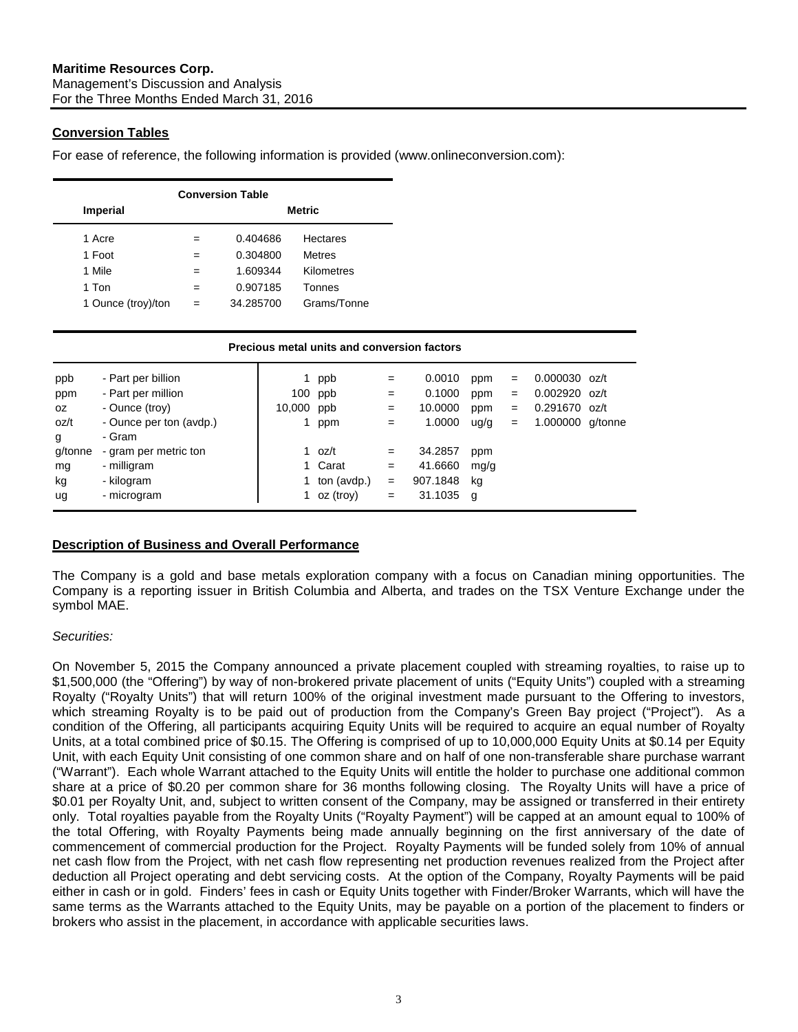## Conversion Tables

For ease of reference, the following information is provided (www.onlineconversion.com):

| Conversion Table | | | |
|---|---|---|---|
| **Imperial** | | **Metric** | |
| 1 Acre | = | 0.404686 | Hectares |
| 1 Foot | = | 0.304800 | Metres |
| 1 Mile | = | 1.609344 | Kilometres |
| 1 Ton | = | 0.907185 | Tonnes |
| 1 Ounce (troy)/ton | = | 34.285700 | Grams/Tonne |

**Precious metal units and conversion factors**

| | | | | | | | | | |
|---|---|---|---|---|---|---|---|---|---|
| ppb | - Part per billion | 1 | ppb | = | 0.0010 | ppm | = | 0.000030 | oz/t |
| ppm | - Part per million | 100 | ppb | = | 0.1000 | ppm | = | 0.002920 | oz/t |
| oz | - Ounce (troy) | 10,000 | ppb | = | 10.0000 | ppm | = | 0.291670 | oz/t |
| oz/t | - Ounce per ton (avdp.) | 1 | ppm | = | 1.0000 | ug/g | = | 1.000000 | g/tonne |
| g | - Gram | | | | | | | | |
| g/tonne | - gram per metric ton | 1 | oz/t | = | 34.2857 | ppm | | | |
| mg | - milligram | 1 | Carat | = | 41.6660 | mg/g | | | |
| kg | - kilogram | 1 | ton (avdp.) | = | 907.1848 | kg | | | |
| ug | - microgram | 1 | oz (troy) | = | 31.1035 | g | | | |

## Description of Business and Overall Performance

The Company is a gold and base metals exploration company with a focus on Canadian mining opportunities. The Company is a reporting issuer in British Columbia and Alberta, and trades on the TSX Venture Exchange under the symbol MAE.

*Securities:*

On November 5, 2015 the Company announced a private placement coupled with streaming royalties, to raise up to $1,500,000 (the "Offering") by way of non-brokered private placement of units ("Equity Units") coupled with a streaming Royalty ("Royalty Units") that will return 100% of the original investment made pursuant to the Offering to investors, which streaming Royalty is to be paid out of production from the Company's Green Bay project ("Project"). As a condition of the Offering, all participants acquiring Equity Units will be required to acquire an equal number of Royalty Units, at a total combined price of $0.15. The Offering is comprised of up to 10,000,000 Equity Units at $0.14 per Equity Unit, with each Equity Unit consisting of one common share and on half of one non-transferable share purchase warrant ("Warrant"). Each whole Warrant attached to the Equity Units will entitle the holder to purchase one additional common share at a price of $0.20 per common share for 36 months following closing. The Royalty Units will have a price of $0.01 per Royalty Unit, and, subject to written consent of the Company, may be assigned or transferred in their entirety only. Total royalties payable from the Royalty Units ("Royalty Payment") will be capped at an amount equal to 100% of the total Offering, with Royalty Payments being made annually beginning on the first anniversary of the date of commencement of commercial production for the Project. Royalty Payments will be funded solely from 10% of annual net cash flow from the Project, with net cash flow representing net production revenues realized from the Project after deduction all Project operating and debt servicing costs. At the option of the Company, Royalty Payments will be paid either in cash or in gold. Finders' fees in cash or Equity Units together with Finder/Broker Warrants, which will have the same terms as the Warrants attached to the Equity Units, may be payable on a portion of the placement to finders or brokers who assist in the placement, in accordance with applicable securities laws.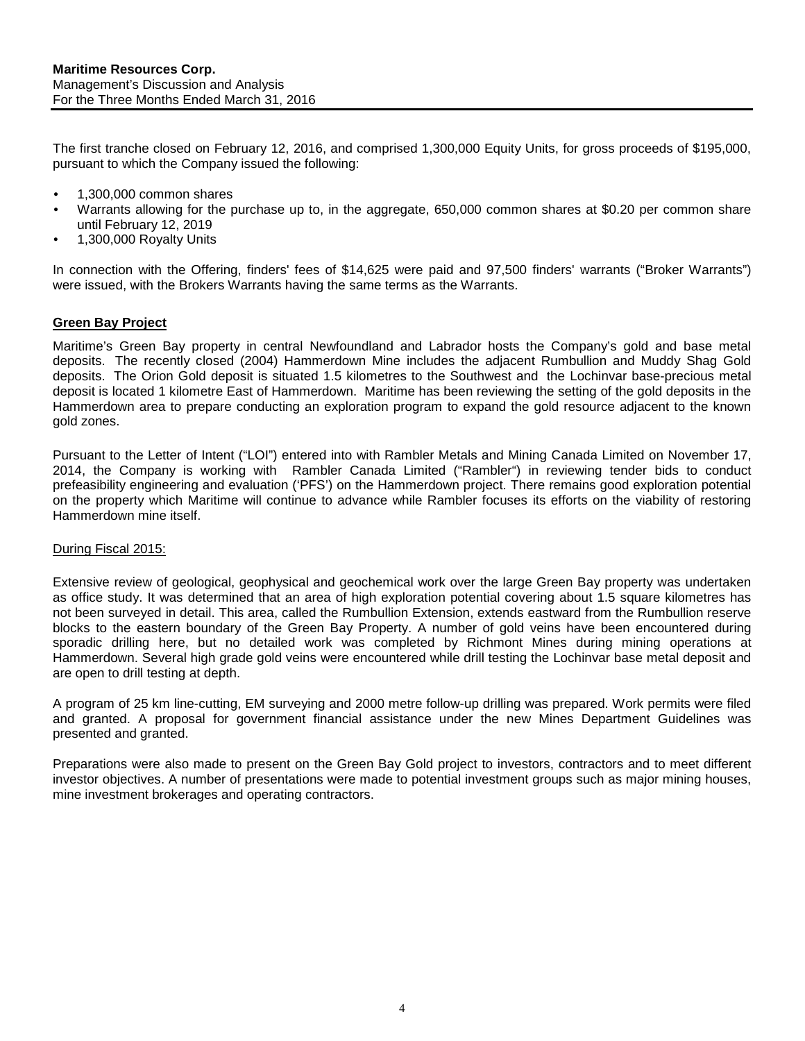The first tranche closed on February 12, 2016, and comprised 1,300,000 Equity Units, for gross proceeds of $195,000, pursuant to which the Company issued the following:

- 1,300,000 common shares
- Warrants allowing for the purchase up to, in the aggregate, 650,000 common shares at $0.20 per common share until February 12, 2019
- 1,300,000 Royalty Units

In connection with the Offering, finders' fees of $14,625 were paid and 97,500 finders' warrants ("Broker Warrants") were issued, with the Brokers Warrants having the same terms as the Warrants.

## **Green Bay Project**

Maritime's Green Bay property in central Newfoundland and Labrador hosts the Company's gold and base metal deposits. The recently closed (2004) Hammerdown Mine includes the adjacent Rumbullion and Muddy Shag Gold deposits. The Orion Gold deposit is situated 1.5 kilometres to the Southwest and the Lochinvar base-precious metal deposit is located 1 kilometre East of Hammerdown. Maritime has been reviewing the setting of the gold deposits in the Hammerdown area to prepare conducting an exploration program to expand the gold resource adjacent to the known gold zones.

Pursuant to the Letter of Intent ("LOI") entered into with Rambler Metals and Mining Canada Limited on November 17, 2014, the Company is working with Rambler Canada Limited ("Rambler") in reviewing tender bids to conduct prefeasibility engineering and evaluation ('PFS') on the Hammerdown project. There remains good exploration potential on the property which Maritime will continue to advance while Rambler focuses its efforts on the viability of restoring Hammerdown mine itself.

During Fiscal 2015:

Extensive review of geological, geophysical and geochemical work over the large Green Bay property was undertaken as office study. It was determined that an area of high exploration potential covering about 1.5 square kilometres has not been surveyed in detail. This area, called the Rumbullion Extension, extends eastward from the Rumbullion reserve blocks to the eastern boundary of the Green Bay Property. A number of gold veins have been encountered during sporadic drilling here, but no detailed work was completed by Richmont Mines during mining operations at Hammerdown. Several high grade gold veins were encountered while drill testing the Lochinvar base metal deposit and are open to drill testing at depth.

A program of 25 km line-cutting, EM surveying and 2000 metre follow-up drilling was prepared. Work permits were filed and granted. A proposal for government financial assistance under the new Mines Department Guidelines was presented and granted.

Preparations were also made to present on the Green Bay Gold project to investors, contractors and to meet different investor objectives. A number of presentations were made to potential investment groups such as major mining houses, mine investment brokerages and operating contractors.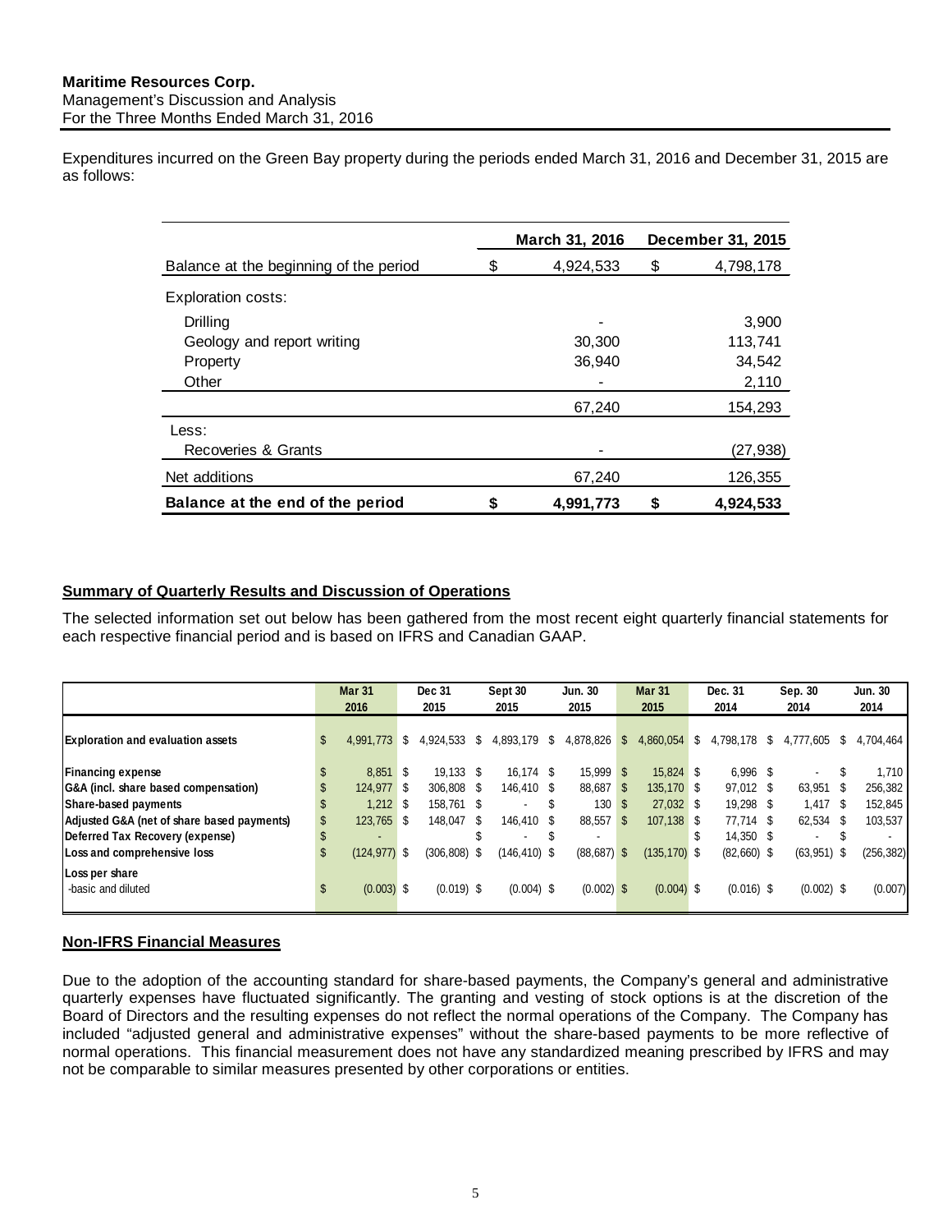Expenditures incurred on the Green Bay property during the periods ended March 31, 2016 and December 31, 2015 are as follows:

| | March 31, 2016 | December 31, 2015 |
|---|---|---|
| Balance at the beginning of the period | $ 4,924,533 | $ 4,798,178 |
| Exploration costs: | | |
| Drilling | - | 3,900 |
| Geology and report writing | 30,300 | 113,741 |
| Property | 36,940 | 34,542 |
| Other | - | 2,110 |
| | 67,240 | 154,293 |
| Less: | | |
| Recoveries & Grants | - | (27,938) |
| Net additions | 67,240 | 126,355 |
| **Balance at the end of the period** | **$ 4,991,773** | **$ 4,924,533** |

## Summary of Quarterly Results and Discussion of Operations

The selected information set out below has been gathered from the most recent eight quarterly financial statements for each respective financial period and is based on IFRS and Canadian GAAP.

| | Mar 31 2016 | Dec 31 2015 | Sept 30 2015 | Jun. 30 2015 | Mar 31 2015 | Dec. 31 2014 | Sep. 30 2014 | Jun. 30 2014 |
|---|---|---|---|---|---|---|---|---|
| **Exploration and evaluation assets** | $ 4,991,773 | $ 4,924,533 | $ 4,893,179 | $ 4,878,826 | $ 4,860,054 | $ 4,798,178 | $ 4,777,605 | $ 4,704,464 |
| **Financing expense** | $ 8,851 | $ 19,133 | $ 16,174 | $ 15,999 | $ 15,824 | $ 6,996 | $ - | $ 1,710 |
| **G&A (incl. share based compensation)** | $ 124,977 | $ 306,808 | $ 146,410 | $ 88,687 | $ 135,170 | $ 97,012 | $ 63,951 | $ 256,382 |
| **Share-based payments** | $ 1,212 | $ 158,761 | $ - | $ 130 | $ 27,032 | $ 19,298 | $ 1,417 | $ 152,845 |
| **Adjusted G&A (net of share based payments)** | $ 123,765 | $ 148,047 | $ 146,410 | $ 88,557 | $ 107,138 | $ 77,714 | $ 62,534 | $ 103,537 |
| **Deferred Tax Recovery (expense)** | $ - | | $ - | $ - | | $ 14,350 | $ - | $ - |
| **Loss and comprehensive loss** | $ (124,977) | $ (306,808) | $ (146,410) | $ (88,687) | $ (135,170) | $ (82,660) | $ (63,951) | $ (256,382) |
| **Loss per share** -basic and diluted | $ (0.003) | $ (0.019) | $ (0.004) | $ (0.002) | $ (0.004) | $ (0.016) | $ (0.002) | $ (0.007) |

## Non-IFRS Financial Measures

Due to the adoption of the accounting standard for share-based payments, the Company's general and administrative quarterly expenses have fluctuated significantly. The granting and vesting of stock options is at the discretion of the Board of Directors and the resulting expenses do not reflect the normal operations of the Company. The Company has included "adjusted general and administrative expenses" without the share-based payments to be more reflective of normal operations. This financial measurement does not have any standardized meaning prescribed by IFRS and may not be comparable to similar measures presented by other corporations or entities.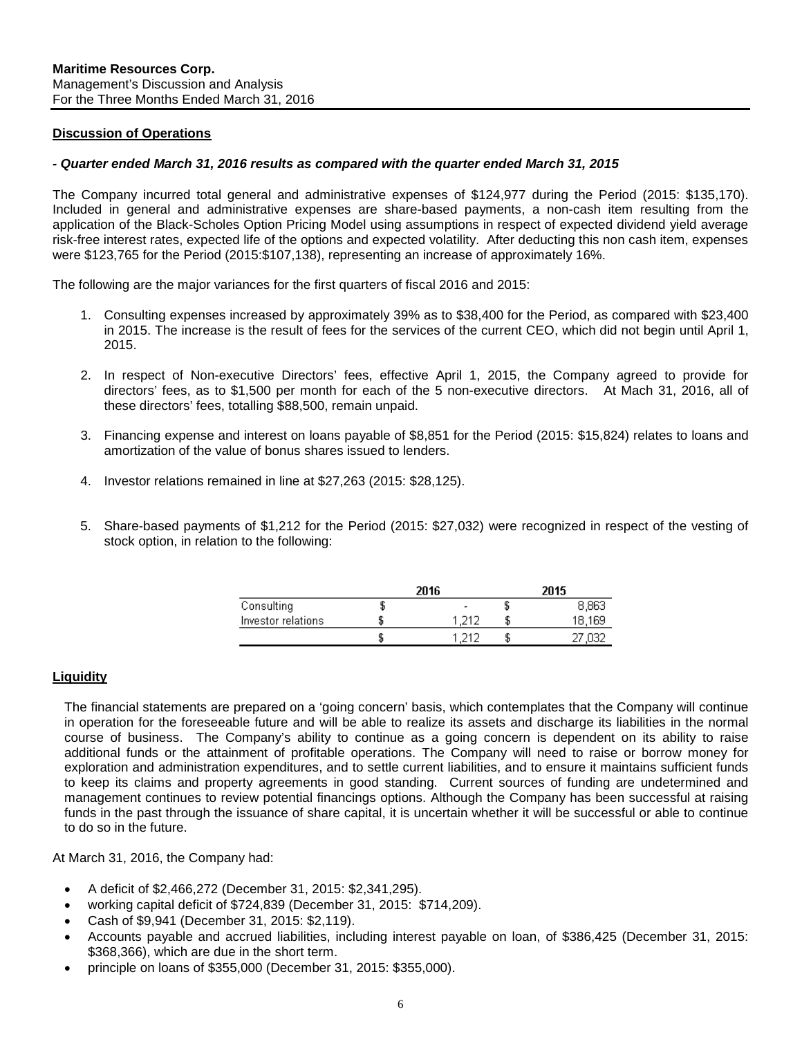**Maritime Resources Corp.**
Management's Discussion and Analysis
For the Three Months Ended March 31, 2016

**Discussion of Operations**

***- Quarter ended March 31, 2016 results as compared with the quarter ended March 31, 2015***

The Company incurred total general and administrative expenses of $124,977 during the Period (2015: $135,170). Included in general and administrative expenses are share-based payments, a non-cash item resulting from the application of the Black-Scholes Option Pricing Model using assumptions in respect of expected dividend yield average risk-free interest rates, expected life of the options and expected volatility. After deducting this non cash item, expenses were $123,765 for the Period (2015:$107,138), representing an increase of approximately 16%.

The following are the major variances for the first quarters of fiscal 2016 and 2015:

1. Consulting expenses increased by approximately 39% as to $38,400 for the Period, as compared with $23,400 in 2015. The increase is the result of fees for the services of the current CEO, which did not begin until April 1, 2015.

2. In respect of Non-executive Directors' fees, effective April 1, 2015, the Company agreed to provide for directors' fees, as to $1,500 per month for each of the 5 non-executive directors. At Mach 31, 2016, all of these directors' fees, totalling $88,500, remain unpaid.

3. Financing expense and interest on loans payable of $8,851 for the Period (2015: $15,824) relates to loans and amortization of the value of bonus shares issued to lenders.

4. Investor relations remained in line at $27,263 (2015: $28,125).

5. Share-based payments of $1,212 for the Period (2015: $27,032) were recognized in respect of the vesting of stock option, in relation to the following:

| | | 2016 | | 2015 |
|---|---|---|---|---|
| Consulting | $ | - | $ | 8,863 |
| Investor relations | $ | 1,212 | $ | 18,169 |
| | $ | 1,212 | $ | 27,032 |

**Liquidity**

The financial statements are prepared on a 'going concern' basis, which contemplates that the Company will continue in operation for the foreseeable future and will be able to realize its assets and discharge its liabilities in the normal course of business. The Company's ability to continue as a going concern is dependent on its ability to raise additional funds or the attainment of profitable operations. The Company will need to raise or borrow money for exploration and administration expenditures, and to settle current liabilities, and to ensure it maintains sufficient funds to keep its claims and property agreements in good standing. Current sources of funding are undetermined and management continues to review potential financings options. Although the Company has been successful at raising funds in the past through the issuance of share capital, it is uncertain whether it will be successful or able to continue to do so in the future.

At March 31, 2016, the Company had:

- A deficit of $2,466,272 (December 31, 2015: $2,341,295).
- working capital deficit of $724,839 (December 31, 2015: $714,209).
- Cash of $9,941 (December 31, 2015: $2,119).
- Accounts payable and accrued liabilities, including interest payable on loan, of $386,425 (December 31, 2015: $368,366), which are due in the short term.
- principle on loans of $355,000 (December 31, 2015: $355,000).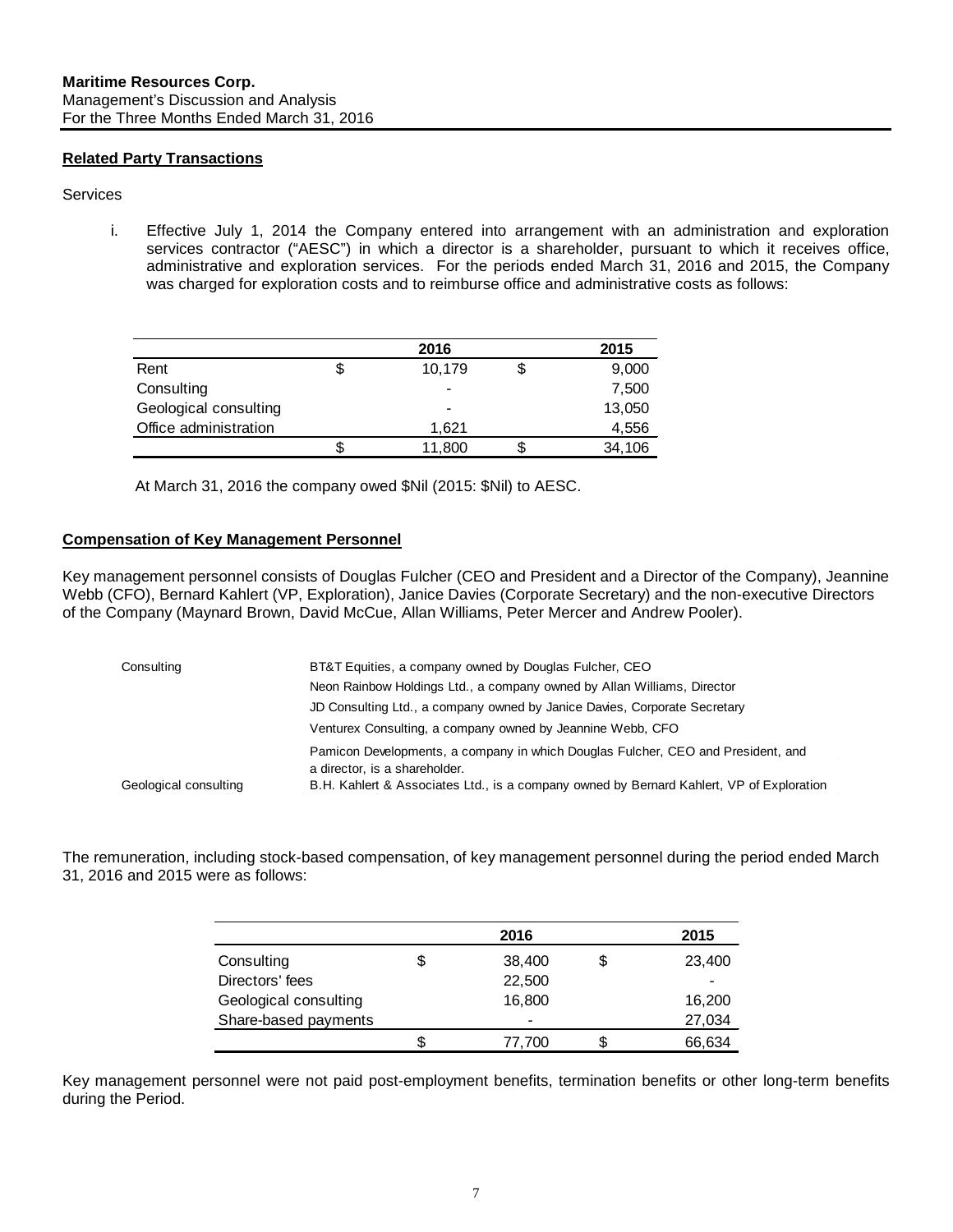**Related Party Transactions**

Services

i. Effective July 1, 2014 the Company entered into arrangement with an administration and exploration services contractor ("AESC") in which a director is a shareholder, pursuant to which it receives office, administrative and exploration services. For the periods ended March 31, 2016 and 2015, the Company was charged for exploration costs and to reimburse office and administrative costs as follows:

| | 2016 | 2015 |
|---|---|---|
| Rent | $ 10,179 | $ 9,000 |
| Consulting | - | 7,500 |
| Geological consulting | - | 13,050 |
| Office administration | 1,621 | 4,556 |
| | $ 11,800 | $ 34,106 |

At March 31, 2016 the company owed $Nil (2015: $Nil) to AESC.

**Compensation of Key Management Personnel**

Key management personnel consists of Douglas Fulcher (CEO and President and a Director of the Company), Jeannine Webb (CFO), Bernard Kahlert (VP, Exploration), Janice Davies (Corporate Secretary) and the non-executive Directors of the Company (Maynard Brown, David McCue, Allan Williams, Peter Mercer and Andrew Pooler).

| | |
|---|---|
| Consulting | BT&T Equities, a company owned by Douglas Fulcher, CEO |
| | Neon Rainbow Holdings Ltd., a company owned by Allan Williams, Director |
| | JD Consulting Ltd., a company owned by Janice Davies, Corporate Secretary |
| | Venturex Consulting, a company owned by Jeannine Webb, CFO |
| | Pamicon Developments, a company in which Douglas Fulcher, CEO and President, and a director, is a shareholder. |
| Geological consulting | B.H. Kahlert & Associates Ltd., is a company owned by Bernard Kahlert, VP of Exploration |

The remuneration, including stock-based compensation, of key management personnel during the period ended March 31, 2016 and 2015 were as follows:

| | 2016 | 2015 |
|---|---|---|
| Consulting | $ 38,400 | $ 23,400 |
| Directors' fees | 22,500 | - |
| Geological consulting | 16,800 | 16,200 |
| Share-based payments | - | 27,034 |
| | $ 77,700 | $ 66,634 |

Key management personnel were not paid post-employment benefits, termination benefits or other long-term benefits during the Period.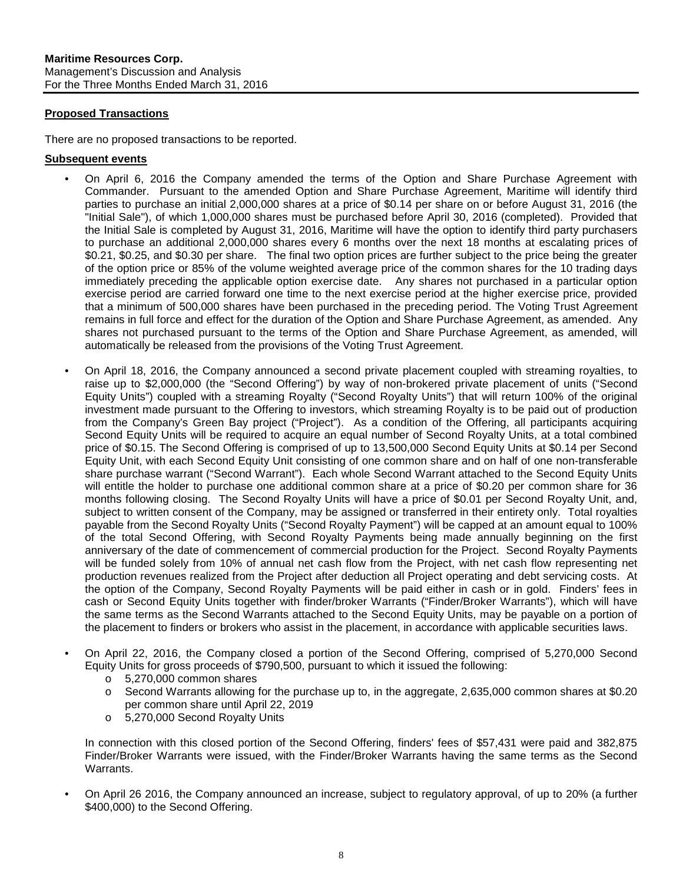## Proposed Transactions

There are no proposed transactions to be reported.

## Subsequent events

- On April 6, 2016 the Company amended the terms of the Option and Share Purchase Agreement with Commander. Pursuant to the amended Option and Share Purchase Agreement, Maritime will identify third parties to purchase an initial 2,000,000 shares at a price of $0.14 per share on or before August 31, 2016 (the "Initial Sale"), of which 1,000,000 shares must be purchased before April 30, 2016 (completed). Provided that the Initial Sale is completed by August 31, 2016, Maritime will have the option to identify third party purchasers to purchase an additional 2,000,000 shares every 6 months over the next 18 months at escalating prices of $0.21, $0.25, and $0.30 per share. The final two option prices are further subject to the price being the greater of the option price or 85% of the volume weighted average price of the common shares for the 10 trading days immediately preceding the applicable option exercise date. Any shares not purchased in a particular option exercise period are carried forward one time to the next exercise period at the higher exercise price, provided that a minimum of 500,000 shares have been purchased in the preceding period. The Voting Trust Agreement remains in full force and effect for the duration of the Option and Share Purchase Agreement, as amended. Any shares not purchased pursuant to the terms of the Option and Share Purchase Agreement, as amended, will automatically be released from the provisions of the Voting Trust Agreement.

- On April 18, 2016, the Company announced a second private placement coupled with streaming royalties, to raise up to $2,000,000 (the "Second Offering") by way of non-brokered private placement of units ("Second Equity Units") coupled with a streaming Royalty ("Second Royalty Units") that will return 100% of the original investment made pursuant to the Offering to investors, which streaming Royalty is to be paid out of production from the Company's Green Bay project ("Project"). As a condition of the Offering, all participants acquiring Second Equity Units will be required to acquire an equal number of Second Royalty Units, at a total combined price of $0.15. The Second Offering is comprised of up to 13,500,000 Second Equity Units at $0.14 per Second Equity Unit, with each Second Equity Unit consisting of one common share and on half of one non-transferable share purchase warrant ("Second Warrant"). Each whole Second Warrant attached to the Second Equity Units will entitle the holder to purchase one additional common share at a price of $0.20 per common share for 36 months following closing. The Second Royalty Units will have a price of $0.01 per Second Royalty Unit, and, subject to written consent of the Company, may be assigned or transferred in their entirety only. Total royalties payable from the Second Royalty Units ("Second Royalty Payment") will be capped at an amount equal to 100% of the total Second Offering, with Second Royalty Payments being made annually beginning on the first anniversary of the date of commencement of commercial production for the Project. Second Royalty Payments will be funded solely from 10% of annual net cash flow from the Project, with net cash flow representing net production revenues realized from the Project after deduction all Project operating and debt servicing costs. At the option of the Company, Second Royalty Payments will be paid either in cash or in gold. Finders' fees in cash or Second Equity Units together with finder/broker Warrants ("Finder/Broker Warrants"), which will have the same terms as the Second Warrants attached to the Second Equity Units, may be payable on a portion of the placement to finders or brokers who assist in the placement, in accordance with applicable securities laws.

- On April 22, 2016, the Company closed a portion of the Second Offering, comprised of 5,270,000 Second Equity Units for gross proceeds of $790,500, pursuant to which it issued the following:
  - 5,270,000 common shares
  - Second Warrants allowing for the purchase up to, in the aggregate, 2,635,000 common shares at $0.20 per common share until April 22, 2019
  - 5,270,000 Second Royalty Units

  In connection with this closed portion of the Second Offering, finders' fees of $57,431 were paid and 382,875 Finder/Broker Warrants were issued, with the Finder/Broker Warrants having the same terms as the Second Warrants.

- On April 26 2016, the Company announced an increase, subject to regulatory approval, of up to 20% (a further $400,000) to the Second Offering.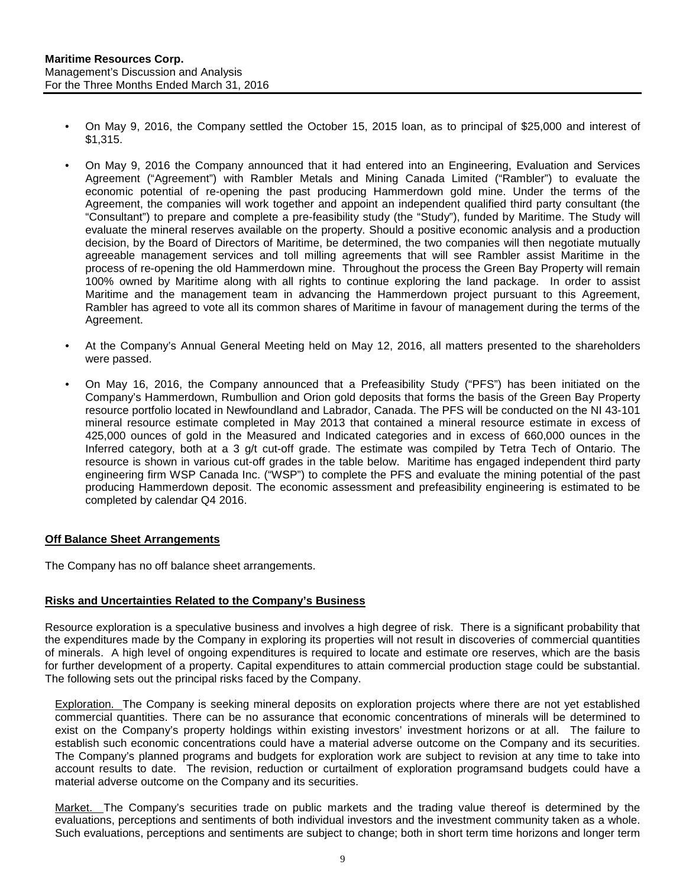- On May 9, 2016, the Company settled the October 15, 2015 loan, as to principal of $25,000 and interest of $1,315.
- On May 9, 2016 the Company announced that it had entered into an Engineering, Evaluation and Services Agreement ("Agreement") with Rambler Metals and Mining Canada Limited ("Rambler") to evaluate the economic potential of re-opening the past producing Hammerdown gold mine. Under the terms of the Agreement, the companies will work together and appoint an independent qualified third party consultant (the "Consultant") to prepare and complete a pre-feasibility study (the "Study"), funded by Maritime. The Study will evaluate the mineral reserves available on the property. Should a positive economic analysis and a production decision, by the Board of Directors of Maritime, be determined, the two companies will then negotiate mutually agreeable management services and toll milling agreements that will see Rambler assist Maritime in the process of re-opening the old Hammerdown mine. Throughout the process the Green Bay Property will remain 100% owned by Maritime along with all rights to continue exploring the land package. In order to assist Maritime and the management team in advancing the Hammerdown project pursuant to this Agreement, Rambler has agreed to vote all its common shares of Maritime in favour of management during the terms of the Agreement.
- At the Company's Annual General Meeting held on May 12, 2016, all matters presented to the shareholders were passed.
- On May 16, 2016, the Company announced that a Prefeasibility Study ("PFS") has been initiated on the Company's Hammerdown, Rumbullion and Orion gold deposits that forms the basis of the Green Bay Property resource portfolio located in Newfoundland and Labrador, Canada. The PFS will be conducted on the NI 43-101 mineral resource estimate completed in May 2013 that contained a mineral resource estimate in excess of 425,000 ounces of gold in the Measured and Indicated categories and in excess of 660,000 ounces in the Inferred category, both at a 3 g/t cut-off grade. The estimate was compiled by Tetra Tech of Ontario. The resource is shown in various cut-off grades in the table below. Maritime has engaged independent third party engineering firm WSP Canada Inc. ("WSP") to complete the PFS and evaluate the mining potential of the past producing Hammerdown deposit. The economic assessment and prefeasibility engineering is estimated to be completed by calendar Q4 2016.

## Off Balance Sheet Arrangements

The Company has no off balance sheet arrangements.

## Risks and Uncertainties Related to the Company's Business

Resource exploration is a speculative business and involves a high degree of risk. There is a significant probability that the expenditures made by the Company in exploring its properties will not result in discoveries of commercial quantities of minerals. A high level of ongoing expenditures is required to locate and estimate ore reserves, which are the basis for further development of a property. Capital expenditures to attain commercial production stage could be substantial. The following sets out the principal risks faced by the Company.

Exploration. The Company is seeking mineral deposits on exploration projects where there are not yet established commercial quantities. There can be no assurance that economic concentrations of minerals will be determined to exist on the Company's property holdings within existing investors' investment horizons or at all. The failure to establish such economic concentrations could have a material adverse outcome on the Company and its securities. The Company's planned programs and budgets for exploration work are subject to revision at any time to take into account results to date. The revision, reduction or curtailment of exploration programsand budgets could have a material adverse outcome on the Company and its securities.

Market. The Company's securities trade on public markets and the trading value thereof is determined by the evaluations, perceptions and sentiments of both individual investors and the investment community taken as a whole. Such evaluations, perceptions and sentiments are subject to change; both in short term time horizons and longer term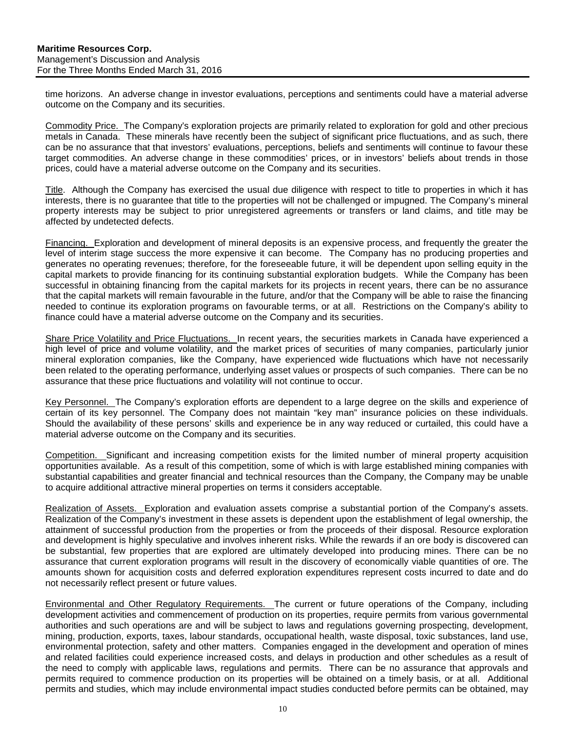time horizons. An adverse change in investor evaluations, perceptions and sentiments could have a material adverse outcome on the Company and its securities.

Commodity Price. The Company's exploration projects are primarily related to exploration for gold and other precious metals in Canada. These minerals have recently been the subject of significant price fluctuations, and as such, there can be no assurance that that investors' evaluations, perceptions, beliefs and sentiments will continue to favour these target commodities. An adverse change in these commodities' prices, or in investors' beliefs about trends in those prices, could have a material adverse outcome on the Company and its securities.

Title. Although the Company has exercised the usual due diligence with respect to title to properties in which it has interests, there is no guarantee that title to the properties will not be challenged or impugned. The Company's mineral property interests may be subject to prior unregistered agreements or transfers or land claims, and title may be affected by undetected defects.

Financing. Exploration and development of mineral deposits is an expensive process, and frequently the greater the level of interim stage success the more expensive it can become. The Company has no producing properties and generates no operating revenues; therefore, for the foreseeable future, it will be dependent upon selling equity in the capital markets to provide financing for its continuing substantial exploration budgets. While the Company has been successful in obtaining financing from the capital markets for its projects in recent years, there can be no assurance that the capital markets will remain favourable in the future, and/or that the Company will be able to raise the financing needed to continue its exploration programs on favourable terms, or at all. Restrictions on the Company's ability to finance could have a material adverse outcome on the Company and its securities.

Share Price Volatility and Price Fluctuations. In recent years, the securities markets in Canada have experienced a high level of price and volume volatility, and the market prices of securities of many companies, particularly junior mineral exploration companies, like the Company, have experienced wide fluctuations which have not necessarily been related to the operating performance, underlying asset values or prospects of such companies. There can be no assurance that these price fluctuations and volatility will not continue to occur.

Key Personnel. The Company's exploration efforts are dependent to a large degree on the skills and experience of certain of its key personnel. The Company does not maintain "key man" insurance policies on these individuals. Should the availability of these persons' skills and experience be in any way reduced or curtailed, this could have a material adverse outcome on the Company and its securities.

Competition. Significant and increasing competition exists for the limited number of mineral property acquisition opportunities available. As a result of this competition, some of which is with large established mining companies with substantial capabilities and greater financial and technical resources than the Company, the Company may be unable to acquire additional attractive mineral properties on terms it considers acceptable.

Realization of Assets. Exploration and evaluation assets comprise a substantial portion of the Company's assets. Realization of the Company's investment in these assets is dependent upon the establishment of legal ownership, the attainment of successful production from the properties or from the proceeds of their disposal. Resource exploration and development is highly speculative and involves inherent risks. While the rewards if an ore body is discovered can be substantial, few properties that are explored are ultimately developed into producing mines. There can be no assurance that current exploration programs will result in the discovery of economically viable quantities of ore. The amounts shown for acquisition costs and deferred exploration expenditures represent costs incurred to date and do not necessarily reflect present or future values.

Environmental and Other Regulatory Requirements. The current or future operations of the Company, including development activities and commencement of production on its properties, require permits from various governmental authorities and such operations are and will be subject to laws and regulations governing prospecting, development, mining, production, exports, taxes, labour standards, occupational health, waste disposal, toxic substances, land use, environmental protection, safety and other matters. Companies engaged in the development and operation of mines and related facilities could experience increased costs, and delays in production and other schedules as a result of the need to comply with applicable laws, regulations and permits. There can be no assurance that approvals and permits required to commence production on its properties will be obtained on a timely basis, or at all. Additional permits and studies, which may include environmental impact studies conducted before permits can be obtained, may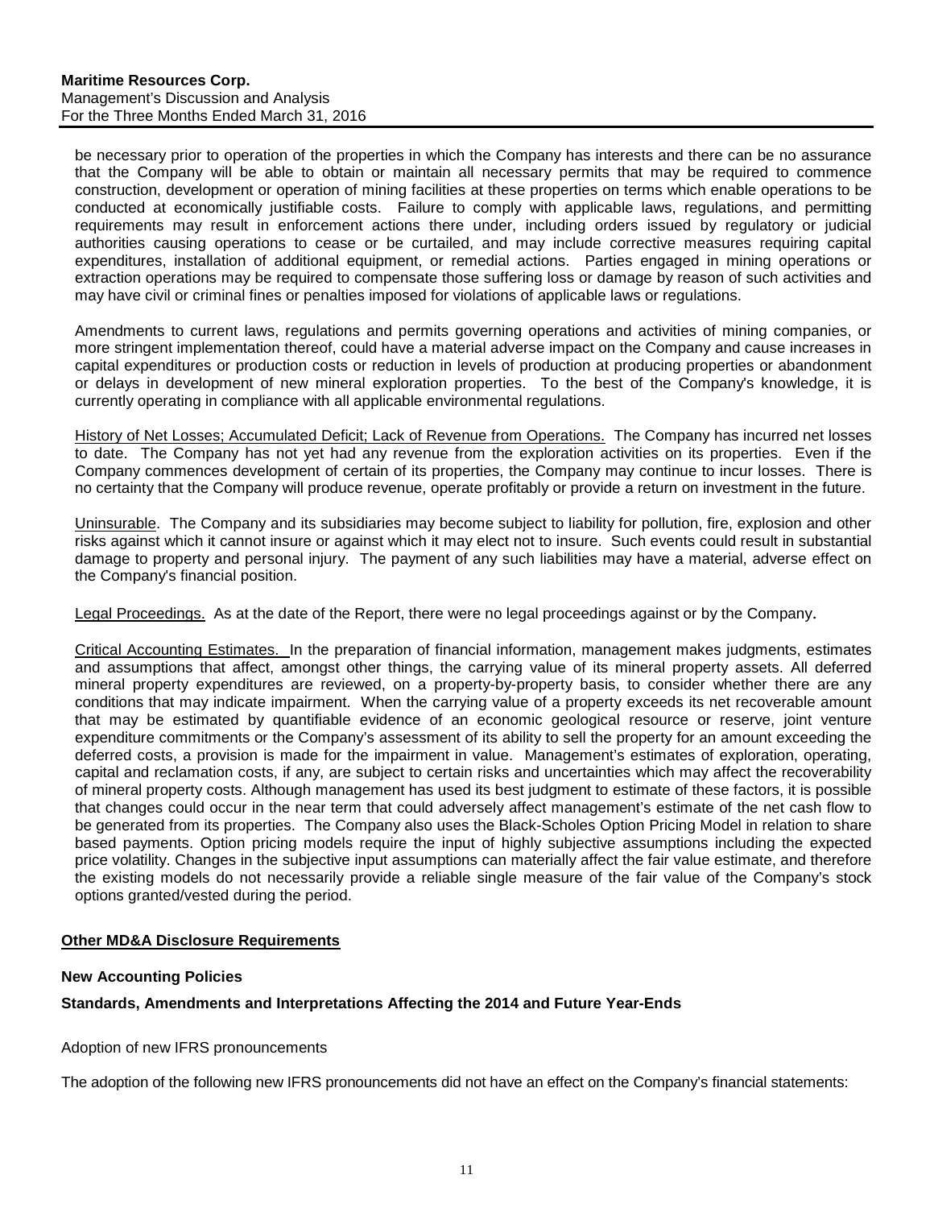be necessary prior to operation of the properties in which the Company has interests and there can be no assurance that the Company will be able to obtain or maintain all necessary permits that may be required to commence construction, development or operation of mining facilities at these properties on terms which enable operations to be conducted at economically justifiable costs. Failure to comply with applicable laws, regulations, and permitting requirements may result in enforcement actions there under, including orders issued by regulatory or judicial authorities causing operations to cease or be curtailed, and may include corrective measures requiring capital expenditures, installation of additional equipment, or remedial actions. Parties engaged in mining operations or extraction operations may be required to compensate those suffering loss or damage by reason of such activities and may have civil or criminal fines or penalties imposed for violations of applicable laws or regulations.

Amendments to current laws, regulations and permits governing operations and activities of mining companies, or more stringent implementation thereof, could have a material adverse impact on the Company and cause increases in capital expenditures or production costs or reduction in levels of production at producing properties or abandonment or delays in development of new mineral exploration properties. To the best of the Company's knowledge, it is currently operating in compliance with all applicable environmental regulations.

History of Net Losses; Accumulated Deficit; Lack of Revenue from Operations. The Company has incurred net losses to date. The Company has not yet had any revenue from the exploration activities on its properties. Even if the Company commences development of certain of its properties, the Company may continue to incur losses. There is no certainty that the Company will produce revenue, operate profitably or provide a return on investment in the future.

Uninsurable. The Company and its subsidiaries may become subject to liability for pollution, fire, explosion and other risks against which it cannot insure or against which it may elect not to insure. Such events could result in substantial damage to property and personal injury. The payment of any such liabilities may have a material, adverse effect on the Company's financial position.

Legal Proceedings. As at the date of the Report, there were no legal proceedings against or by the Company**.**

Critical Accounting Estimates. In the preparation of financial information, management makes judgments, estimates and assumptions that affect, amongst other things, the carrying value of its mineral property assets. All deferred mineral property expenditures are reviewed, on a property-by-property basis, to consider whether there are any conditions that may indicate impairment. When the carrying value of a property exceeds its net recoverable amount that may be estimated by quantifiable evidence of an economic geological resource or reserve, joint venture expenditure commitments or the Company's assessment of its ability to sell the property for an amount exceeding the deferred costs, a provision is made for the impairment in value. Management's estimates of exploration, operating, capital and reclamation costs, if any, are subject to certain risks and uncertainties which may affect the recoverability of mineral property costs. Although management has used its best judgment to estimate of these factors, it is possible that changes could occur in the near term that could adversely affect management's estimate of the net cash flow to be generated from its properties. The Company also uses the Black-Scholes Option Pricing Model in relation to share based payments. Option pricing models require the input of highly subjective assumptions including the expected price volatility. Changes in the subjective input assumptions can materially affect the fair value estimate, and therefore the existing models do not necessarily provide a reliable single measure of the fair value of the Company's stock options granted/vested during the period.

## Other MD&A Disclosure Requirements

### New Accounting Policies

### Standards, Amendments and Interpretations Affecting the 2014 and Future Year-Ends

Adoption of new IFRS pronouncements

The adoption of the following new IFRS pronouncements did not have an effect on the Company's financial statements: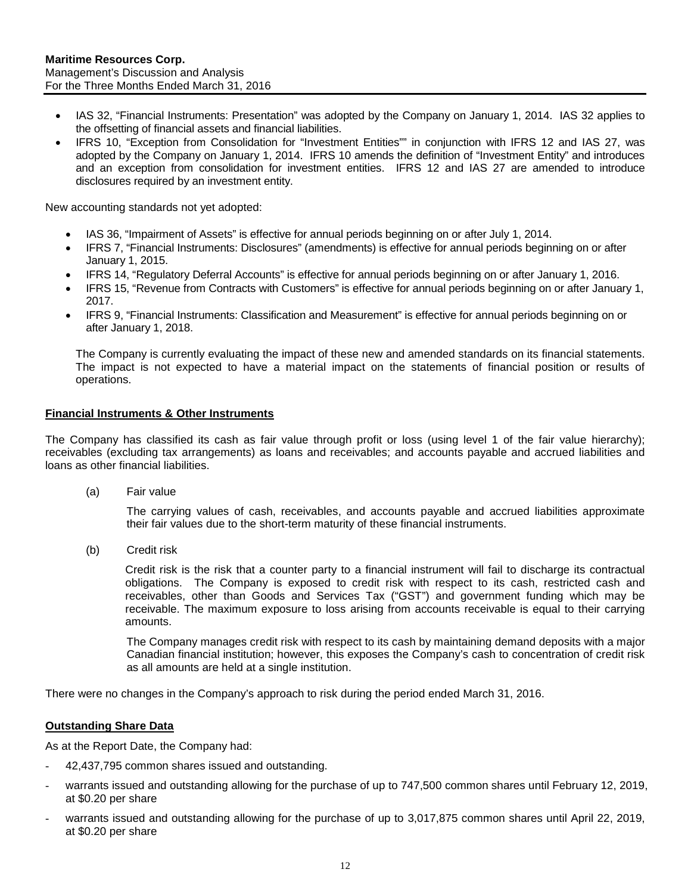- IAS 32, "Financial Instruments: Presentation" was adopted by the Company on January 1, 2014. IAS 32 applies to the offsetting of financial assets and financial liabilities.
- IFRS 10, "Exception from Consolidation for "Investment Entities"" in conjunction with IFRS 12 and IAS 27, was adopted by the Company on January 1, 2014. IFRS 10 amends the definition of "Investment Entity" and introduces and an exception from consolidation for investment entities. IFRS 12 and IAS 27 are amended to introduce disclosures required by an investment entity.

New accounting standards not yet adopted:

- IAS 36, "Impairment of Assets" is effective for annual periods beginning on or after July 1, 2014.
- IFRS 7, "Financial Instruments: Disclosures" (amendments) is effective for annual periods beginning on or after January 1, 2015.
- IFRS 14, "Regulatory Deferral Accounts" is effective for annual periods beginning on or after January 1, 2016.
- IFRS 15, "Revenue from Contracts with Customers" is effective for annual periods beginning on or after January 1, 2017.
- IFRS 9, "Financial Instruments: Classification and Measurement" is effective for annual periods beginning on or after January 1, 2018.

The Company is currently evaluating the impact of these new and amended standards on its financial statements. The impact is not expected to have a material impact on the statements of financial position or results of operations.

## Financial Instruments & Other Instruments

The Company has classified its cash as fair value through profit or loss (using level 1 of the fair value hierarchy); receivables (excluding tax arrangements) as loans and receivables; and accounts payable and accrued liabilities and loans as other financial liabilities.

(a) Fair value

The carrying values of cash, receivables, and accounts payable and accrued liabilities approximate their fair values due to the short-term maturity of these financial instruments.

(b) Credit risk

Credit risk is the risk that a counter party to a financial instrument will fail to discharge its contractual obligations. The Company is exposed to credit risk with respect to its cash, restricted cash and receivables, other than Goods and Services Tax ("GST") and government funding which may be receivable. The maximum exposure to loss arising from accounts receivable is equal to their carrying amounts.

The Company manages credit risk with respect to its cash by maintaining demand deposits with a major Canadian financial institution; however, this exposes the Company's cash to concentration of credit risk as all amounts are held at a single institution.

There were no changes in the Company's approach to risk during the period ended March 31, 2016.

## Outstanding Share Data

As at the Report Date, the Company had:

- 42,437,795 common shares issued and outstanding.
- warrants issued and outstanding allowing for the purchase of up to 747,500 common shares until February 12, 2019, at $0.20 per share
- warrants issued and outstanding allowing for the purchase of up to 3,017,875 common shares until April 22, 2019, at $0.20 per share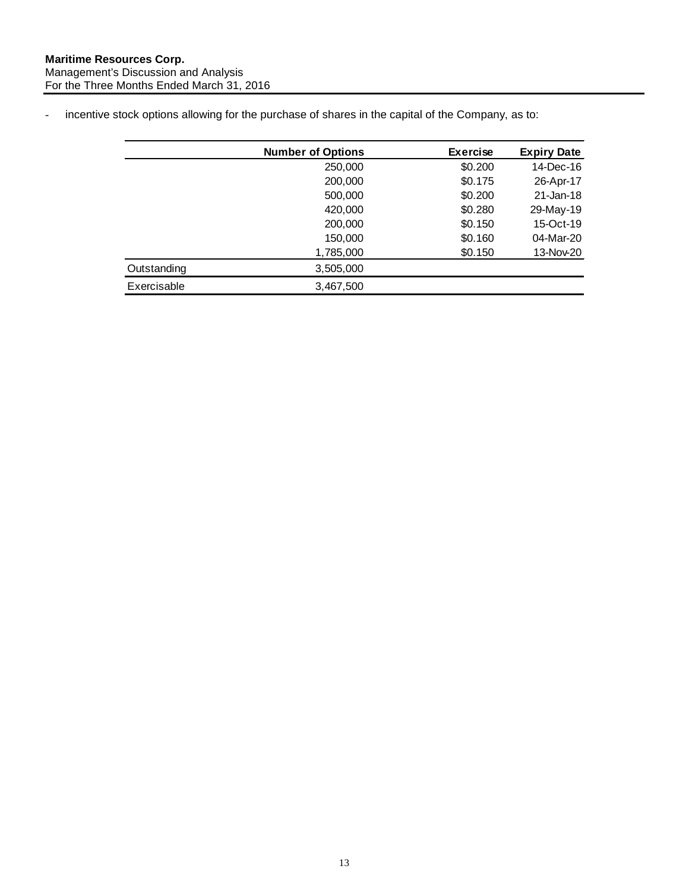- incentive stock options allowing for the purchase of shares in the capital of the Company, as to:

| | Number of Options | Exercise | Expiry Date |
|---|---|---|---|
| | 250,000 | $0.200 | 14-Dec-16 |
| | 200,000 | $0.175 | 26-Apr-17 |
| | 500,000 | $0.200 | 21-Jan-18 |
| | 420,000 | $0.280 | 29-May-19 |
| | 200,000 | $0.150 | 15-Oct-19 |
| | 150,000 | $0.160 | 04-Mar-20 |
| | 1,785,000 | $0.150 | 13-Nov-20 |
| Outstanding | 3,505,000 | | |
| Exercisable | 3,467,500 | | |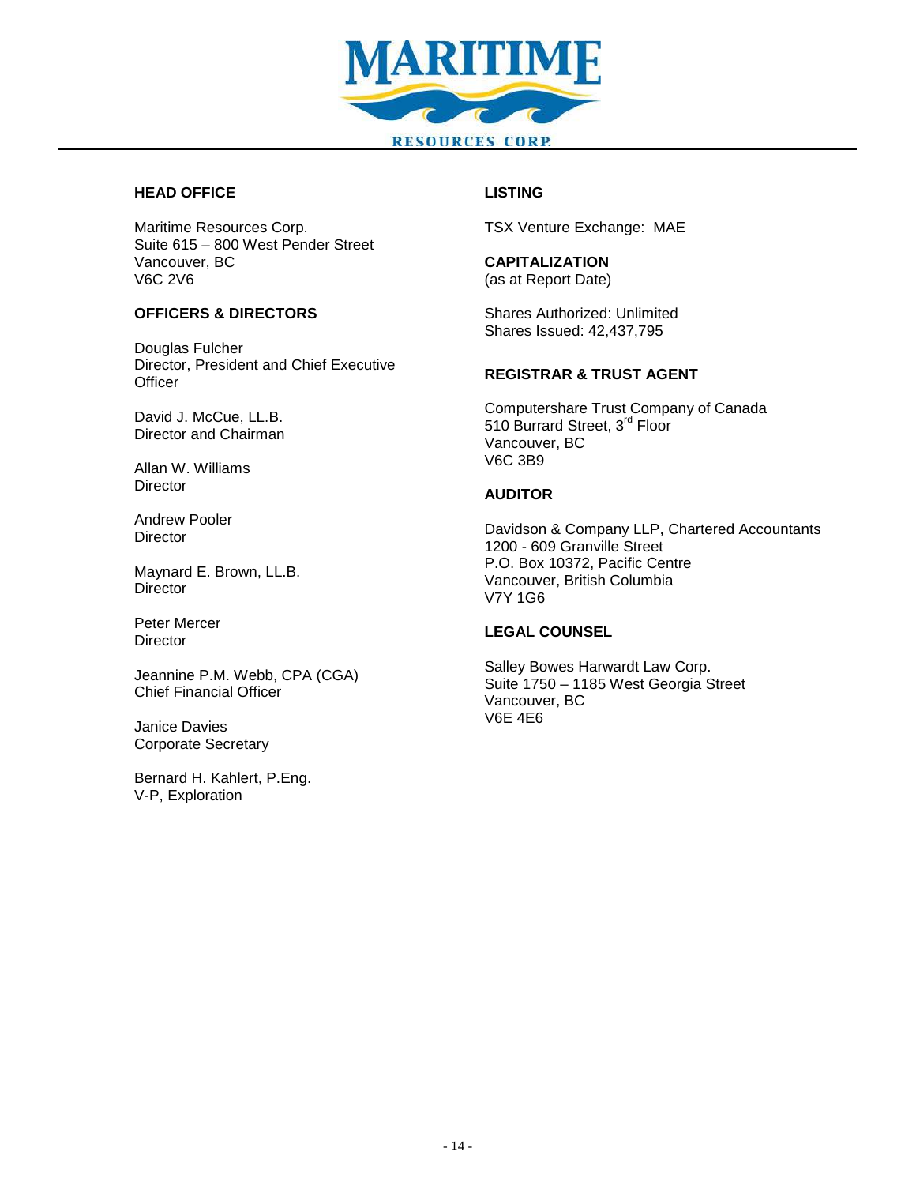MARITIME RESOURCES CORP.

### HEAD OFFICE

Maritime Resources Corp.
Suite 615 – 800 West Pender Street
Vancouver, BC
V6C 2V6

### OFFICERS & DIRECTORS

Douglas Fulcher
Director, President and Chief Executive Officer

David J. McCue, LL.B.
Director and Chairman

Allan W. Williams
Director

Andrew Pooler
Director

Maynard E. Brown, LL.B.
Director

Peter Mercer
Director

Jeannine P.M. Webb, CPA (CGA)
Chief Financial Officer

Janice Davies
Corporate Secretary

Bernard H. Kahlert, P.Eng.
V-P, Exploration

### LISTING

TSX Venture Exchange: MAE

### CAPITALIZATION
(as at Report Date)

Shares Authorized: Unlimited
Shares Issued: 42,437,795

### REGISTRAR & TRUST AGENT

Computershare Trust Company of Canada
510 Burrard Street, 3rd Floor
Vancouver, BC
V6C 3B9

### AUDITOR

Davidson & Company LLP, Chartered Accountants
1200 - 609 Granville Street
P.O. Box 10372, Pacific Centre
Vancouver, British Columbia
V7Y 1G6

### LEGAL COUNSEL

Salley Bowes Harwardt Law Corp.
Suite 1750 – 1185 West Georgia Street
Vancouver, BC
V6E 4E6